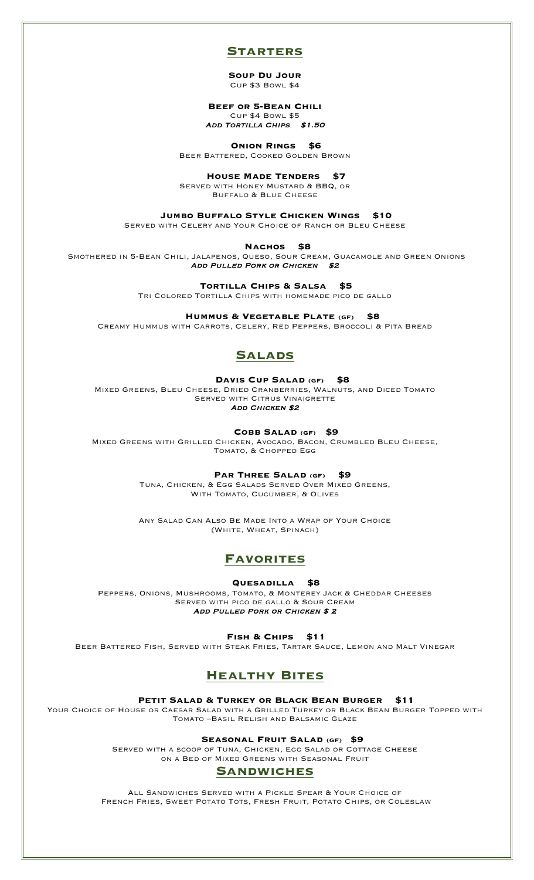## Starters

**Soup Du Jour**
Cup $3 Bowl $4

**Beef or 5-Bean Chili**
Cup $4 Bowl $5
*Add Tortilla Chips $1.50*

**Onion Rings $6**
Beer Battered, Cooked Golden Brown

**House Made Tenders $7**
Served with Honey Mustard & BBQ, or
Buffalo & Blue Cheese

**Jumbo Buffalo Style Chicken Wings $10**
Served with Celery and Your Choice of Ranch or Bleu Cheese

**Nachos $8**
Smothered in 5-Bean Chili, Jalapenos, Queso, Sour Cream, Guacamole and Green Onions
*Add Pulled Pork or Chicken $2*

**Tortilla Chips & Salsa $5**
Tri Colored Tortilla Chips with homemade pico de gallo

**Hummus & Vegetable Plate (gf) $8**
Creamy Hummus with Carrots, Celery, Red Peppers, Broccoli & Pita Bread

## Salads

**Davis Cup Salad (gf) $8**
Mixed Greens, Bleu Cheese, Dried Cranberries, Walnuts, and Diced Tomato
Served with Citrus Vinaigrette
*Add Chicken $2*

**Cobb Salad (gf) $9**
Mixed Greens with Grilled Chicken, Avocado, Bacon, Crumbled Bleu Cheese,
Tomato, & Chopped Egg

**Par Three Salad (gf) $9**
Tuna, Chicken, & Egg Salads Served Over Mixed Greens,
With Tomato, Cucumber, & Olives

Any Salad Can Also Be Made Into a Wrap of Your Choice
(White, Wheat, Spinach)

## Favorites

**Quesadilla $8**
Peppers, Onions, Mushrooms, Tomato, & Monterey Jack & Cheddar Cheeses
Served with pico de gallo & Sour Cream
*Add Pulled Pork or Chicken $ 2*

**Fish & Chips $11**
Beer Battered Fish, Served with Steak Fries, Tartar Sauce, Lemon and Malt Vinegar

## Healthy Bites

**Petit Salad & Turkey or Black Bean Burger $11**
Your Choice of House or Caesar Salad with a Grilled Turkey or Black Bean Burger Topped with
Tomato –Basil Relish and Balsamic Glaze

**Seasonal Fruit Salad (gf) $9**
Served with a scoop of Tuna, Chicken, Egg Salad or Cottage Cheese
on a Bed of Mixed Greens with Seasonal Fruit

## Sandwiches

All Sandwiches Served with a Pickle Spear & Your Choice of
French Fries, Sweet Potato Tots, Fresh Fruit, Potato Chips, or Coleslaw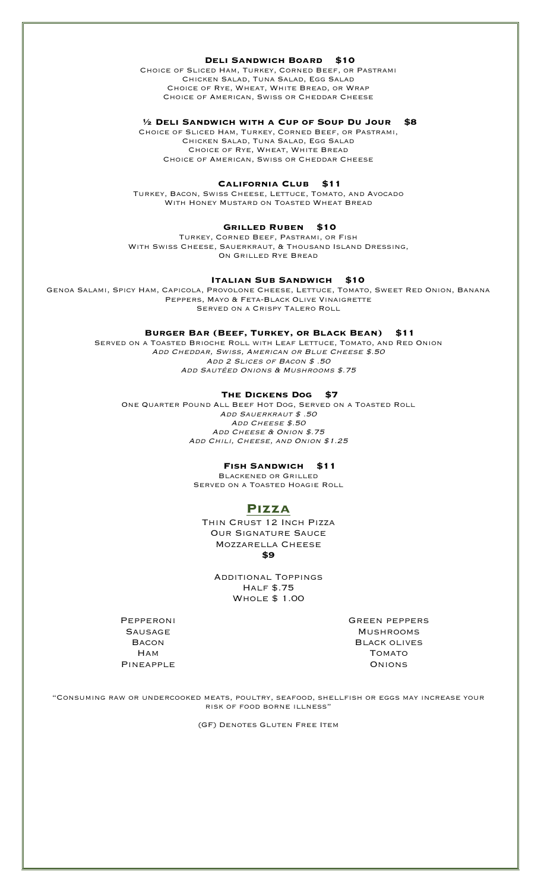### Deli Sandwich Board $10

Choice of Sliced Ham, Turkey, Corned Beef, or Pastrami
Chicken Salad, Tuna Salad, Egg Salad
Choice of Rye, Wheat, White Bread, or Wrap
Choice of American, Swiss or Cheddar Cheese

### ½ Deli Sandwich with a Cup of Soup Du Jour $8

Choice of Sliced Ham, Turkey, Corned Beef, or Pastrami,
Chicken Salad, Tuna Salad, Egg Salad
Choice of Rye, Wheat, White Bread
Choice of American, Swiss or Cheddar Cheese

### California Club $11

Turkey, Bacon, Swiss Cheese, Lettuce, Tomato, and Avocado
With Honey Mustard on Toasted Wheat Bread

### Grilled Ruben $10

Turkey, Corned Beef, Pastrami, or Fish
With Swiss Cheese, Sauerkraut, & Thousand Island Dressing,
On Grilled Rye Bread

### Italian Sub Sandwich $10

Genoa Salami, Spicy Ham, Capicola, Provolone Cheese, Lettuce, Tomato, Sweet Red Onion, Banana Peppers, Mayo & Feta-Black Olive Vinaigrette
Served on a Crispy Talero Roll

### Burger Bar (Beef, Turkey, or Black Bean) $11

Served on a Toasted Brioche Roll with Leaf Lettuce, Tomato, and Red Onion
*Add Cheddar, Swiss, American or Blue Cheese $.50*
*Add 2 Slices of Bacon $ .50*
*Add Sautéed Onions & Mushrooms $.75*

### The Dickens Dog $7

One Quarter Pound All Beef Hot Dog, Served on a Toasted Roll
*Add Sauerkraut $ .50*
*Add Cheese $.50*
*Add Cheese & Onion $.75*
*Add Chili, Cheese, and Onion $1.25*

### Fish Sandwich $11

Blackened or Grilled
Served on a Toasted Hoagie Roll

## Pizza

Thin Crust 12 Inch Pizza
Our Signature Sauce
Mozzarella Cheese
**$9**

Additional Toppings
Half $.75
Whole $ 1.00

| | |
|---|---|
| Pepperoni | Green peppers |
| Sausage | Mushrooms |
| Bacon | Black olives |
| Ham | Tomato |
| Pineapple | Onions |

"Consuming raw or undercooked meats, poultry, seafood, shellfish or eggs may increase your risk of food borne illness"

(GF) Denotes Gluten Free Item